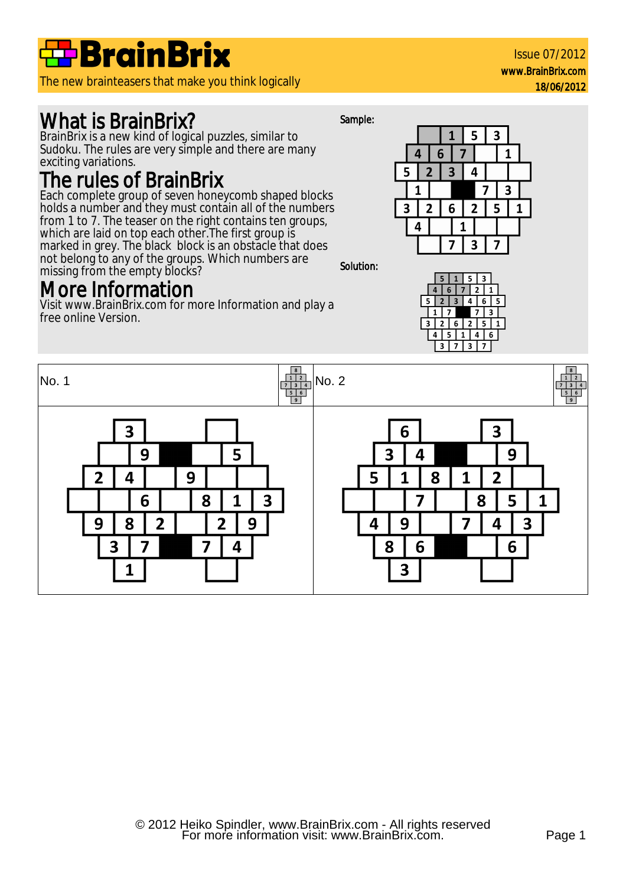# BrainBrix

The new brainteasers that make you think logically

Issue 07/2012
www.BrainBrix.com
18/06/2012

## What is BrainBrix?

BrainBrix is a new kind of logical puzzles, similar to Sudoku. The rules are very simple and there are many exciting variations.

## The rules of BrainBrix

Each complete group of seven honeycomb shaped blocks holds a number and they must contain all of the numbers from 1 to 7. The teaser on the right contains ten groups, which are laid on top each other.The first group is marked in grey. The black block is an obstacle that does not belong to any of the groups. Which numbers are missing from the empty blocks?

## More Information

Visit www.BrainBrix.com for more Information and play a free online Version.

Sample:

| | 1 | 5 | 3 | | |
|---|---|---|---|---|---|
| 4 | 6 | 7 | | 1 | |
| 5 | 2 | 3 | 4 | | |
| 1 | | ■ | 7 | 3 | |
| 3 | 2 | 6 | 2 | 5 | 1 |
| 4 | | 1 | | | |
| | 7 | 3 | 7 | | |

Solution:

| 5 | 1 | 5 | 3 | | |
|---|---|---|---|---|---|
| 4 | 6 | 7 | 2 | 1 | |
| 5 | 2 | 3 | 4 | 6 | 5 |
| 1 | 7 | ■ | 7 | 3 | |
| 3 | 2 | 6 | 2 | 5 | 1 |
| 4 | 5 | 1 | 4 | 6 | |
| 3 | 7 | 3 | 7 | | |

No. 1

| 3 | | | | | | |
|---|---|---|---|---|---|---|
| | 9 | ■ | | 5 | | |
| 2 | 4 | | 9 | | | |
| | | 6 | | 8 | 1 | 3 |
| 9 | 8 | 2 | | 2 | 9 | |
| 3 | 7 | ■ | 7 | 4 | | |
| 1 | | | | | | |

No. 2

| 6 | 3 | | | | | |
|---|---|---|---|---|---|---|
| 3 | 4 | ■ | | 9 | | |
| 5 | 1 | 8 | 1 | 2 | | |
| | | 7 | | 8 | 5 | 1 |
| 4 | 9 | | 7 | 4 | 3 | |
| 8 | 6 | ■ | | 6 | | |
| 3 | | | | | | |

© 2012 Heiko Spindler, www.BrainBrix.com - All rights reserved
For more information visit: www.BrainBrix.com.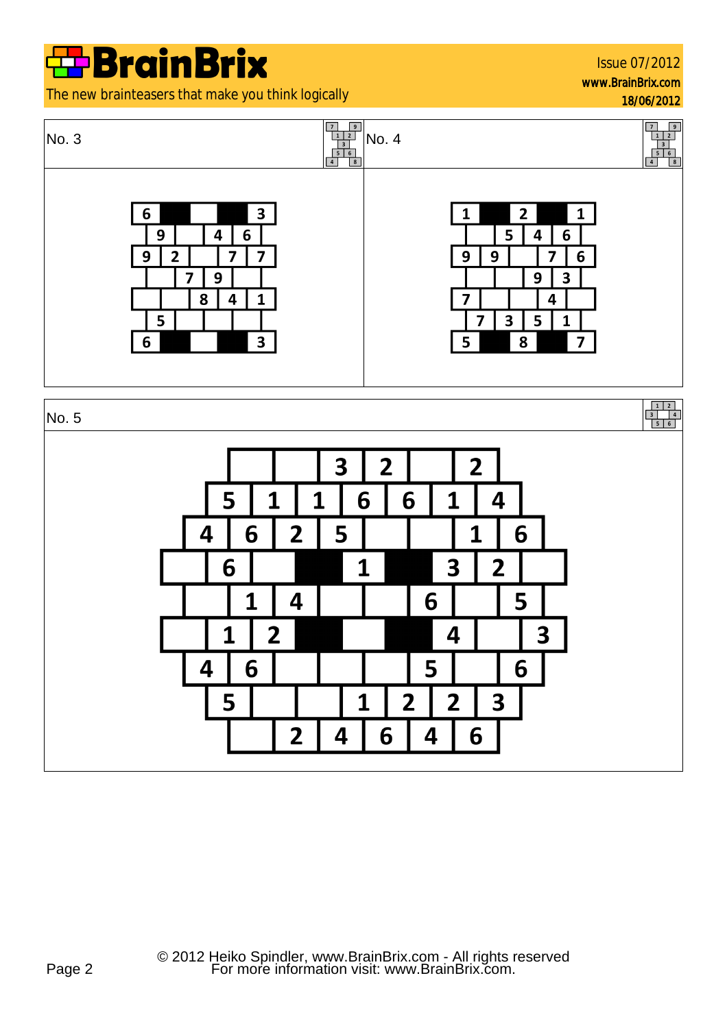## No. 3

| 6 | ■ | | ■ | 3 |
|---|---|---|---|---|
| 9 | | 4 | 6 | |
| 9 | 2 | | 7 | 7 |
| | 7 | 9 | | |
| | | 8 | 4 | 1 |
| 5 | | | | |
| 6 | ■ | | ■ | 3 |

## No. 4

| 1 | ■ | 2 | ■ | 1 |
|---|---|---|---|---|
| | 5 | 4 | 6 | |
| 9 | 9 | | 7 | 6 |
| | | 9 | 3 | |
| 7 | | | 4 | |
| 7 | 3 | 5 | 1 | |
| 5 | ■ | 8 | ■ | 7 |

## No. 5

| | | 3 | 2 | | 2 | | | |
|---|---|---|---|---|---|---|---|---|
| 5 | 1 | 1 | 6 | 6 | 1 | 4 | | |
| 4 | 6 | 2 | 5 | | | 1 | 6 | |
| | 6 | | ■ | 1 | ■ | 3 | 2 | |
| | 1 | 4 | | | 6 | | 5 | |
| | 1 | 2 | ■ | | ■ | 4 | | 3 |
| 4 | 6 | | | | 5 | | 6 | |
| 5 | | | 1 | 2 | 2 | 3 | | |
| | 2 | 4 | 6 | 4 | 6 | | | |

© 2012 Heiko Spindler, www.BrainBrix.com - All rights reserved
For more information visit: www.BrainBrix.com.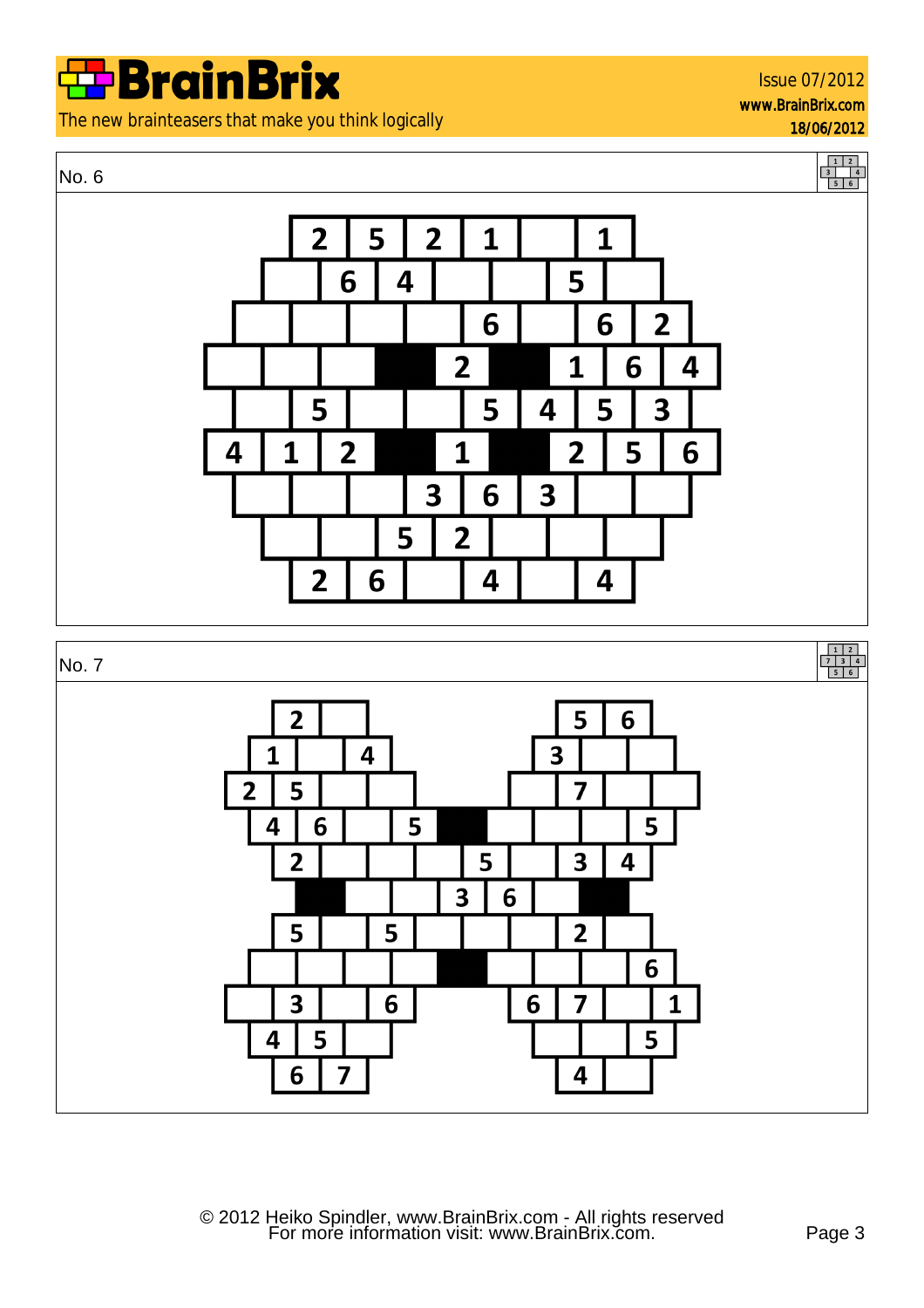# BrainBrix

The new brainteasers that make you think logically

Issue 07/2012
www.BrainBrix.com
18/06/2012

## No. 6

| | | | | | | | | |
|---|---|---|---|---|---|---|---|---|
| | 2 | 5 | 2 | 1 | | 1 | | |
| | | 6 | 4 | | | 5 | | |
| | | | | 6 | | 6 | 2 | |
| | | | ■ | 2 | ■ | 1 | 6 | 4 |
| | | 5 | | | 5 | 4 | 5 | 3 |
| 4 | 1 | 2 | ■ | 1 | ■ | 2 | 5 | 6 |
| | | | 3 | 6 | 3 | | | |
| | | | 5 | 2 | | | | |
| | 2 | 6 | | 4 | | 4 | | |

## No. 7

| | | | | | | | | | | | | | | | | | | | |
|---|---|---|---|---|---|---|---|---|---|---|---|---|---|---|---|---|---|---|---|
| 2 | | | | | | 5 | 6 | | | | | | | | | | | | |
| 1 | | 4 | | | 3 | | | | | | | | | | | | | | |
| 2 | 5 | | | | | 7 | | | | | | | | | | | | | |
| 4 | 6 | | 5 | ■ | | | | 5 | | | | | | | | | | | |
| 2 | | | | 5 | | 3 | 4 | | | | | | | | | | | | |
| ■ | | | 3 | 6 | | ■ | | | | | | | | | | | | | |
| 5 | | 5 | | | | 2 | | | | | | | | | | | | | |
| | | | | ■ | | | | 6 | | | | | | | | | | | |
| | 3 | | 6 | | 6 | 7 | | 1 | | | | | | | | | | | |
| 4 | 5 | | | | | | 5 | | | | | | | | | | | | |
| 6 | 7 | | | | | 4 | | | | | | | | | | | | | |

© 2012 Heiko Spindler, www.BrainBrix.com - All rights reserved
For more information visit: www.BrainBrix.com.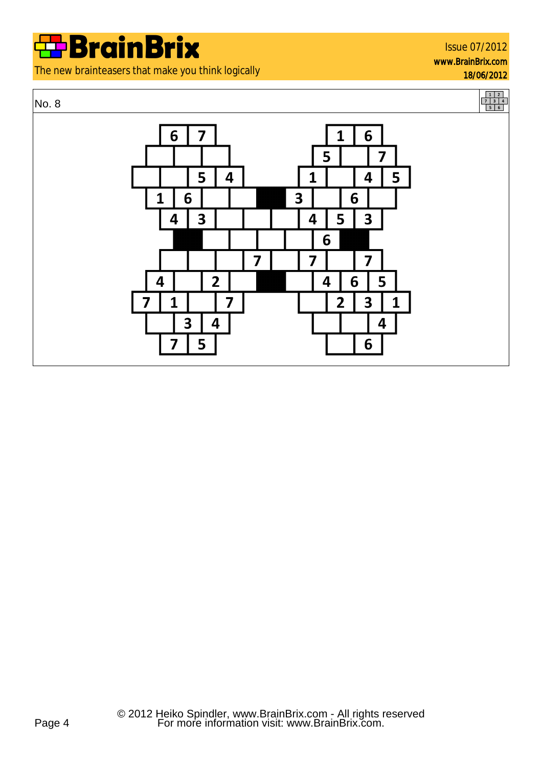No. 8

| | | | | | | | | | | | | | | | | | | | |
|---|---|---|---|---|---|---|---|---|---|---|---|---|---|---|---|---|---|---|---|
| | | 6 | 7 | | | | | | | | | | 1 | 6 | | | | | |
| | | | | | | | | | | | | 5 | | 7 | | | | | |
| | | | 5 | 4 | | | | | | | 1 | | 4 | 5 | | | | | |
| | 1 | 6 | | | ■ | 3 | | 6 | | | | | | | | | | | |
| | | 4 | 3 | | | | 4 | 5 | 3 | | | | | | | | | | |
| | | ■ | | | | | 6 | ■ | | | | | | | | | | | |
| | | | | | 7 | | 7 | | 7 | | | | | | | | | | |
| | 4 | | 2 | | ■ | | 4 | 6 | 5 | | | | | | | | | | |
| 7 | 1 | | 7 | | | | | 2 | 3 | 1 | | | | | | | | | |
| | | 3 | 4 | | | | | | | 4 | | | | | | | | | |
| | | 7 | 5 | | | | | | | 6 | | | | | | | | | |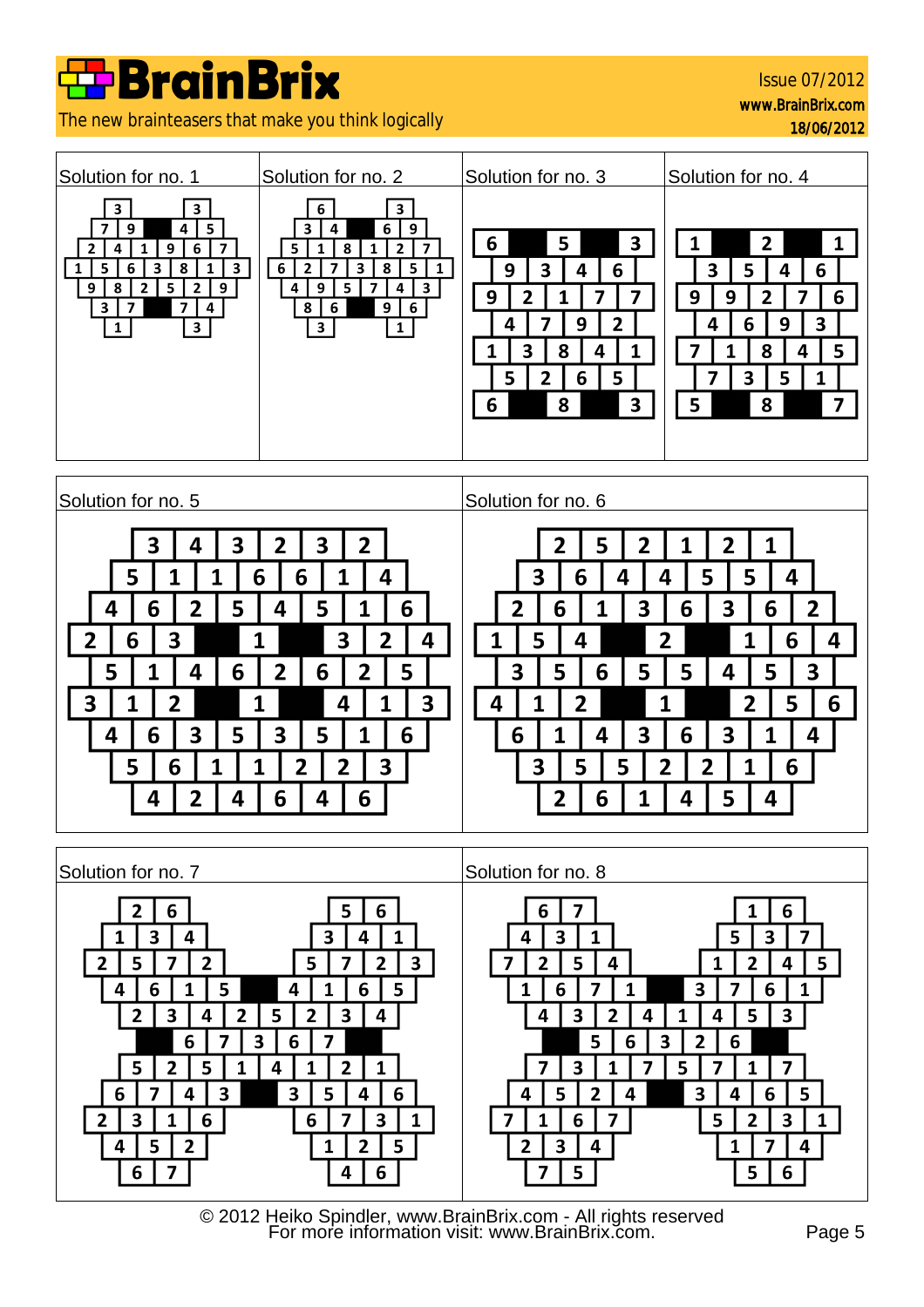# BrainBrix

The new brainteasers that make you think logically

Issue 07/2012
www.BrainBrix.com
18/06/2012

## Solution for no. 1

3 3
7 9 4 5
2 4 1 9 6 7
1 5 6 3 8 1 3
9 8 2 5 2 9
3 7 7 4
1 3

## Solution for no. 2

6 3
3 4 6 9
5 1 8 1 2 7
6 2 7 3 8 5 1
4 9 5 7 4 3
8 6 9 6
3 1

## Solution for no. 3

6 5 3
9 3 4 6
9 2 1 7 7
4 7 9 2
1 3 8 4 1
5 2 6 5
6 8 3

## Solution for no. 4

1 2 1
3 5 4 6
9 9 2 7 6
4 6 9 3
7 1 8 4 5
7 3 5 1
5 8 7

## Solution for no. 5

3 4 3 2 3 2
5 1 1 6 6 1 4
4 6 2 5 4 5 1 6
2 6 3 1 3 2 4
5 1 4 6 2 6 2 5
3 1 2 1 4 1 3
4 6 3 5 3 5 1 6
5 6 1 1 2 2 3
4 2 4 6 4 6

## Solution for no. 6

2 5 2 1 2 1
3 6 4 4 5 5 4
2 6 1 3 6 3 6 2
1 5 4 2 1 6 4
3 5 6 5 5 4 5 3
4 1 2 1 2 5 6
6 1 4 3 6 3 1 4
3 5 5 2 2 1 6
2 6 1 4 5 4

## Solution for no. 7

2 6 5 6
1 3 4 3 4 1
2 5 7 2 5 7 2 3
4 6 1 5 4 1 6 5
2 3 4 2 5 2 3 4
6 7 3 6 7
5 2 5 1 4 1 2 1
6 7 4 3 3 5 4 6
2 3 1 6 6 7 3 1
4 5 2 1 2 5
6 7 4 6

## Solution for no. 8

6 7 1 6
4 3 1 5 3 7
7 2 5 4 1 2 4 5
1 6 7 1 3 7 6 1
4 3 2 4 1 4 5 3
5 6 3 2 6
7 3 1 7 5 7 1 7
4 5 2 4 3 4 6 5
7 1 6 7 5 2 3 1
2 3 4 1 7 4
7 5 5 6

© 2012 Heiko Spindler, www.BrainBrix.com - All rights reserved
For more information visit: www.BrainBrix.com.